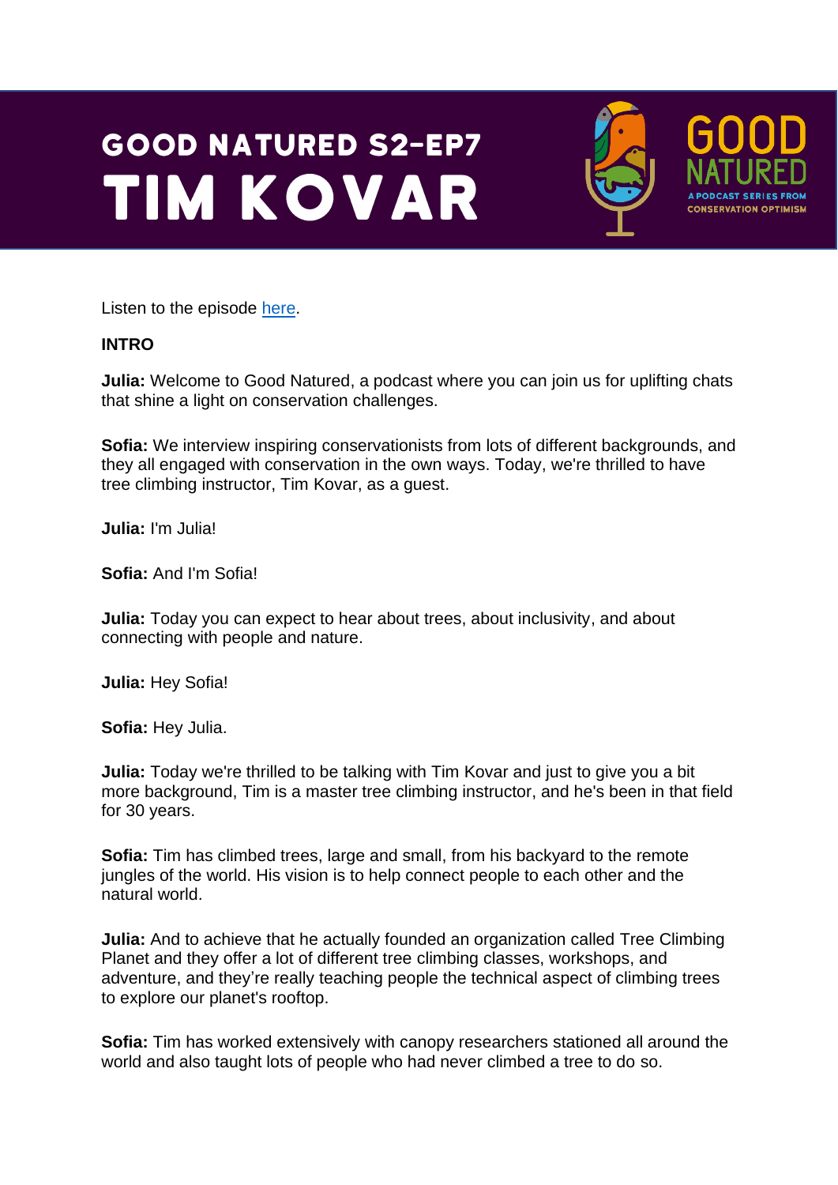# GOOD NATURED S2-EP7
# TIM KOVAR

GOOD NATURED
A PODCAST SERIES FROM CONSERVATION OPTIMISM

Listen to the episode here.

**INTRO**

**Julia:** Welcome to Good Natured, a podcast where you can join us for uplifting chats that shine a light on conservation challenges.

**Sofia:** We interview inspiring conservationists from lots of different backgrounds, and they all engaged with conservation in the own ways. Today, we're thrilled to have tree climbing instructor, Tim Kovar, as a guest.

**Julia:** I'm Julia!

**Sofia:** And I'm Sofia!

**Julia:** Today you can expect to hear about trees, about inclusivity, and about connecting with people and nature.

**Julia:** Hey Sofia!

**Sofia:** Hey Julia.

**Julia:** Today we're thrilled to be talking with Tim Kovar and just to give you a bit more background, Tim is a master tree climbing instructor, and he's been in that field for 30 years.

**Sofia:** Tim has climbed trees, large and small, from his backyard to the remote jungles of the world. His vision is to help connect people to each other and the natural world.

**Julia:** And to achieve that he actually founded an organization called Tree Climbing Planet and they offer a lot of different tree climbing classes, workshops, and adventure, and they're really teaching people the technical aspect of climbing trees to explore our planet's rooftop.

**Sofia:** Tim has worked extensively with canopy researchers stationed all around the world and also taught lots of people who had never climbed a tree to do so.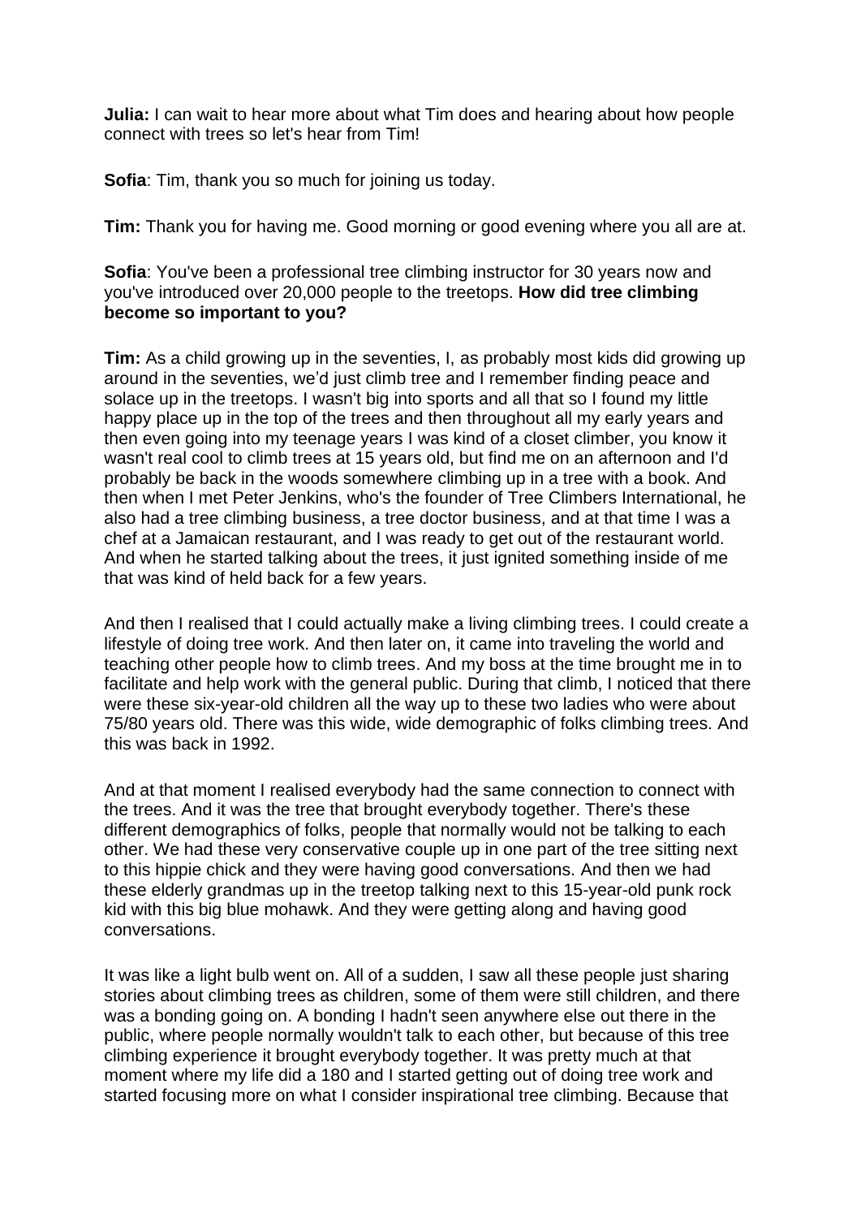**Julia:** I can wait to hear more about what Tim does and hearing about how people connect with trees so let's hear from Tim!

**Sofia**: Tim, thank you so much for joining us today.

**Tim:** Thank you for having me. Good morning or good evening where you all are at.

**Sofia**: You've been a professional tree climbing instructor for 30 years now and you've introduced over 20,000 people to the treetops. **How did tree climbing become so important to you?**

**Tim:** As a child growing up in the seventies, I, as probably most kids did growing up around in the seventies, we'd just climb tree and I remember finding peace and solace up in the treetops. I wasn't big into sports and all that so I found my little happy place up in the top of the trees and then throughout all my early years and then even going into my teenage years I was kind of a closet climber, you know it wasn't real cool to climb trees at 15 years old, but find me on an afternoon and I'd probably be back in the woods somewhere climbing up in a tree with a book. And then when I met Peter Jenkins, who's the founder of Tree Climbers International, he also had a tree climbing business, a tree doctor business, and at that time I was a chef at a Jamaican restaurant, and I was ready to get out of the restaurant world. And when he started talking about the trees, it just ignited something inside of me that was kind of held back for a few years.

And then I realised that I could actually make a living climbing trees. I could create a lifestyle of doing tree work. And then later on, it came into traveling the world and teaching other people how to climb trees. And my boss at the time brought me in to facilitate and help work with the general public. During that climb, I noticed that there were these six-year-old children all the way up to these two ladies who were about 75/80 years old. There was this wide, wide demographic of folks climbing trees. And this was back in 1992.

And at that moment I realised everybody had the same connection to connect with the trees. And it was the tree that brought everybody together. There's these different demographics of folks, people that normally would not be talking to each other. We had these very conservative couple up in one part of the tree sitting next to this hippie chick and they were having good conversations. And then we had these elderly grandmas up in the treetop talking next to this 15-year-old punk rock kid with this big blue mohawk. And they were getting along and having good conversations.

It was like a light bulb went on. All of a sudden, I saw all these people just sharing stories about climbing trees as children, some of them were still children, and there was a bonding going on. A bonding I hadn't seen anywhere else out there in the public, where people normally wouldn't talk to each other, but because of this tree climbing experience it brought everybody together. It was pretty much at that moment where my life did a 180 and I started getting out of doing tree work and started focusing more on what I consider inspirational tree climbing. Because that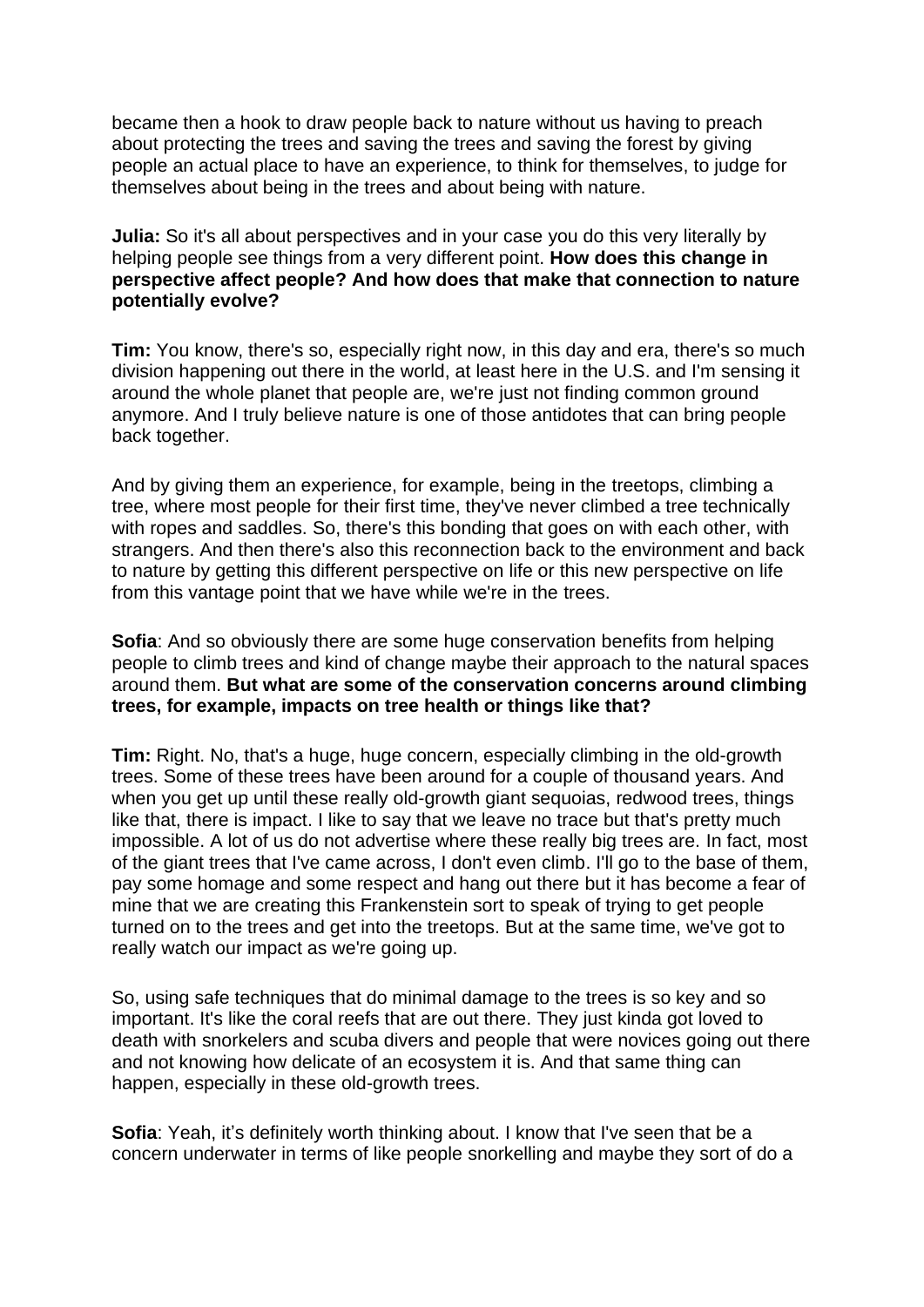became then a hook to draw people back to nature without us having to preach about protecting the trees and saving the trees and saving the forest by giving people an actual place to have an experience, to think for themselves, to judge for themselves about being in the trees and about being with nature.

**Julia:** So it's all about perspectives and in your case you do this very literally by helping people see things from a very different point. **How does this change in perspective affect people? And how does that make that connection to nature potentially evolve?**

**Tim:** You know, there's so, especially right now, in this day and era, there's so much division happening out there in the world, at least here in the U.S. and I'm sensing it around the whole planet that people are, we're just not finding common ground anymore. And I truly believe nature is one of those antidotes that can bring people back together.

And by giving them an experience, for example, being in the treetops, climbing a tree, where most people for their first time, they've never climbed a tree technically with ropes and saddles. So, there's this bonding that goes on with each other, with strangers. And then there's also this reconnection back to the environment and back to nature by getting this different perspective on life or this new perspective on life from this vantage point that we have while we're in the trees.

**Sofia**: And so obviously there are some huge conservation benefits from helping people to climb trees and kind of change maybe their approach to the natural spaces around them. **But what are some of the conservation concerns around climbing trees, for example, impacts on tree health or things like that?**

**Tim:** Right. No, that's a huge, huge concern, especially climbing in the old-growth trees. Some of these trees have been around for a couple of thousand years. And when you get up until these really old-growth giant sequoias, redwood trees, things like that, there is impact. I like to say that we leave no trace but that's pretty much impossible. A lot of us do not advertise where these really big trees are. In fact, most of the giant trees that I've came across, I don't even climb. I'll go to the base of them, pay some homage and some respect and hang out there but it has become a fear of mine that we are creating this Frankenstein sort to speak of trying to get people turned on to the trees and get into the treetops. But at the same time, we've got to really watch our impact as we're going up.

So, using safe techniques that do minimal damage to the trees is so key and so important. It's like the coral reefs that are out there. They just kinda got loved to death with snorkelers and scuba divers and people that were novices going out there and not knowing how delicate of an ecosystem it is. And that same thing can happen, especially in these old-growth trees.

**Sofia**: Yeah, it's definitely worth thinking about. I know that I've seen that be a concern underwater in terms of like people snorkelling and maybe they sort of do a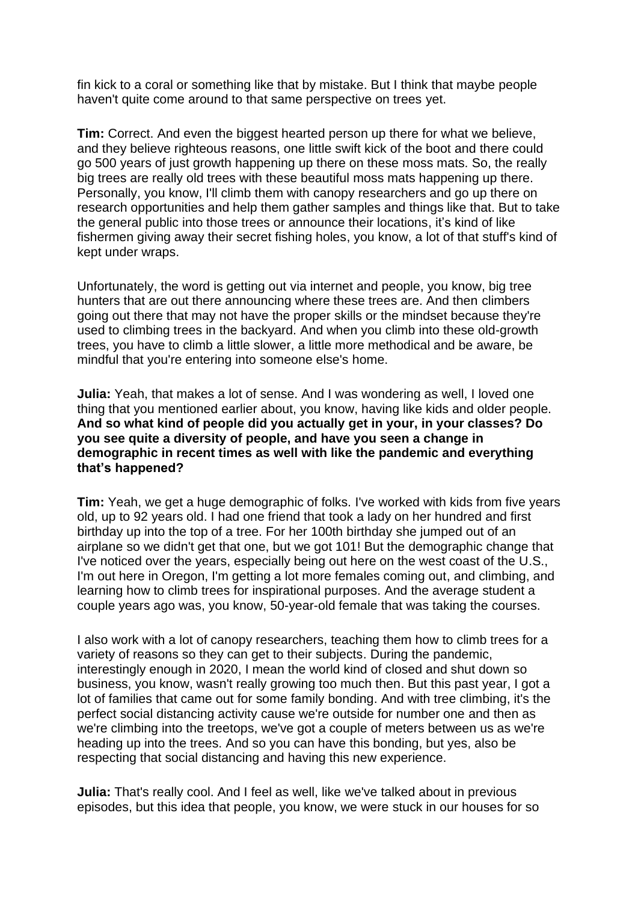fin kick to a coral or something like that by mistake. But I think that maybe people haven't quite come around to that same perspective on trees yet.

**Tim:** Correct. And even the biggest hearted person up there for what we believe, and they believe righteous reasons, one little swift kick of the boot and there could go 500 years of just growth happening up there on these moss mats. So, the really big trees are really old trees with these beautiful moss mats happening up there. Personally, you know, I'll climb them with canopy researchers and go up there on research opportunities and help them gather samples and things like that. But to take the general public into those trees or announce their locations, it's kind of like fishermen giving away their secret fishing holes, you know, a lot of that stuff's kind of kept under wraps.

Unfortunately, the word is getting out via internet and people, you know, big tree hunters that are out there announcing where these trees are. And then climbers going out there that may not have the proper skills or the mindset because they're used to climbing trees in the backyard. And when you climb into these old-growth trees, you have to climb a little slower, a little more methodical and be aware, be mindful that you're entering into someone else's home.

**Julia:** Yeah, that makes a lot of sense. And I was wondering as well, I loved one thing that you mentioned earlier about, you know, having like kids and older people. **And so what kind of people did you actually get in your, in your classes? Do you see quite a diversity of people, and have you seen a change in demographic in recent times as well with like the pandemic and everything that's happened?**

**Tim:** Yeah, we get a huge demographic of folks. I've worked with kids from five years old, up to 92 years old. I had one friend that took a lady on her hundred and first birthday up into the top of a tree. For her 100th birthday she jumped out of an airplane so we didn't get that one, but we got 101! But the demographic change that I've noticed over the years, especially being out here on the west coast of the U.S., I'm out here in Oregon, I'm getting a lot more females coming out, and climbing, and learning how to climb trees for inspirational purposes. And the average student a couple years ago was, you know, 50-year-old female that was taking the courses.

I also work with a lot of canopy researchers, teaching them how to climb trees for a variety of reasons so they can get to their subjects. During the pandemic, interestingly enough in 2020, I mean the world kind of closed and shut down so business, you know, wasn't really growing too much then. But this past year, I got a lot of families that came out for some family bonding. And with tree climbing, it's the perfect social distancing activity cause we're outside for number one and then as we're climbing into the treetops, we've got a couple of meters between us as we're heading up into the trees. And so you can have this bonding, but yes, also be respecting that social distancing and having this new experience.

**Julia:** That's really cool. And I feel as well, like we've talked about in previous episodes, but this idea that people, you know, we were stuck in our houses for so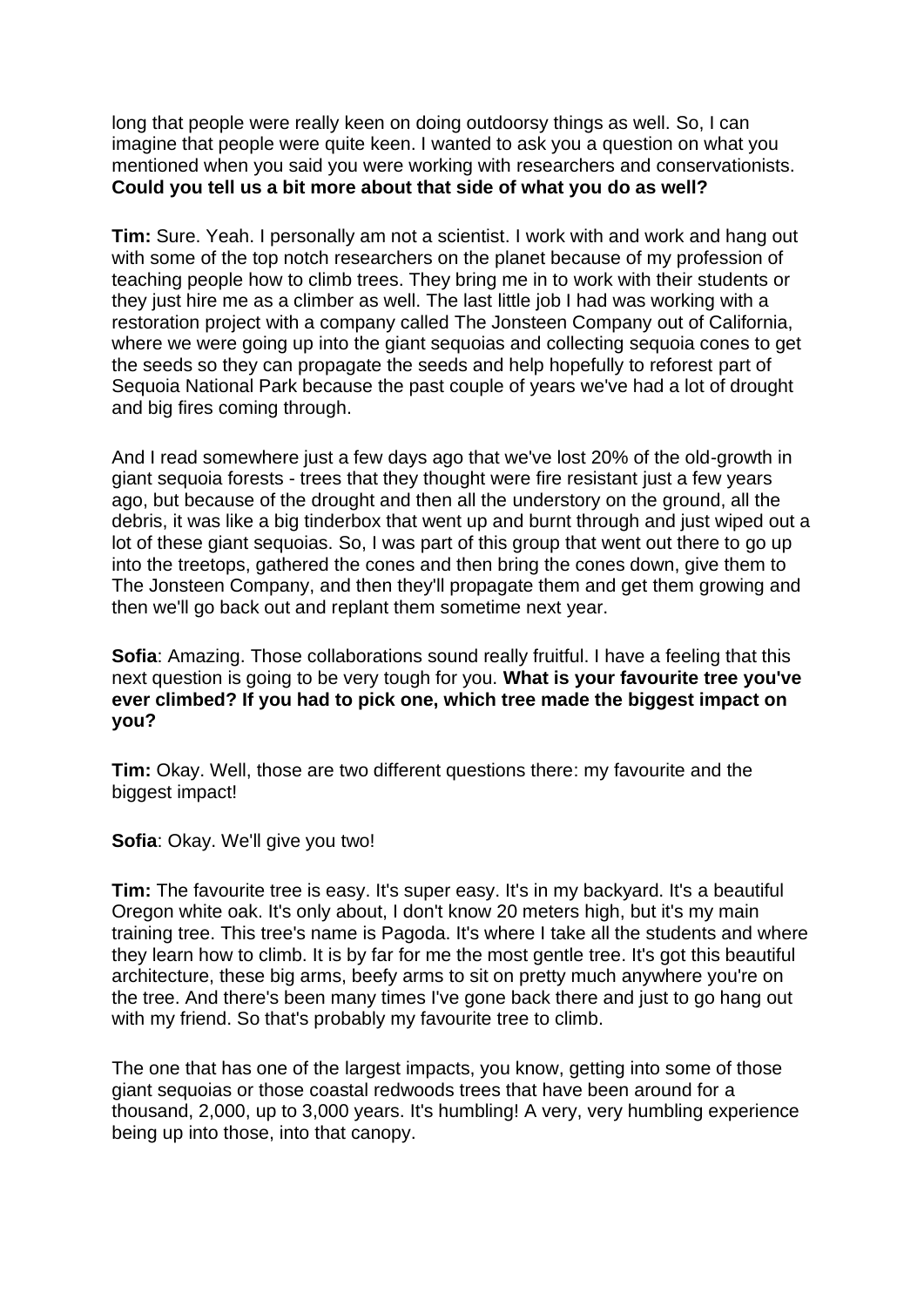long that people were really keen on doing outdoorsy things as well. So, I can imagine that people were quite keen. I wanted to ask you a question on what you mentioned when you said you were working with researchers and conservationists. **Could you tell us a bit more about that side of what you do as well?**

**Tim:** Sure. Yeah. I personally am not a scientist. I work with and work and hang out with some of the top notch researchers on the planet because of my profession of teaching people how to climb trees. They bring me in to work with their students or they just hire me as a climber as well. The last little job I had was working with a restoration project with a company called The Jonsteen Company out of California, where we were going up into the giant sequoias and collecting sequoia cones to get the seeds so they can propagate the seeds and help hopefully to reforest part of Sequoia National Park because the past couple of years we've had a lot of drought and big fires coming through.

And I read somewhere just a few days ago that we've lost 20% of the old-growth in giant sequoia forests - trees that they thought were fire resistant just a few years ago, but because of the drought and then all the understory on the ground, all the debris, it was like a big tinderbox that went up and burnt through and just wiped out a lot of these giant sequoias. So, I was part of this group that went out there to go up into the treetops, gathered the cones and then bring the cones down, give them to The Jonsteen Company, and then they'll propagate them and get them growing and then we'll go back out and replant them sometime next year.

**Sofia**: Amazing. Those collaborations sound really fruitful. I have a feeling that this next question is going to be very tough for you. **What is your favourite tree you've ever climbed? If you had to pick one, which tree made the biggest impact on you?**

**Tim:** Okay. Well, those are two different questions there: my favourite and the biggest impact!

**Sofia**: Okay. We'll give you two!

**Tim:** The favourite tree is easy. It's super easy. It's in my backyard. It's a beautiful Oregon white oak. It's only about, I don't know 20 meters high, but it's my main training tree. This tree's name is Pagoda. It's where I take all the students and where they learn how to climb. It is by far for me the most gentle tree. It's got this beautiful architecture, these big arms, beefy arms to sit on pretty much anywhere you're on the tree. And there's been many times I've gone back there and just to go hang out with my friend. So that's probably my favourite tree to climb.

The one that has one of the largest impacts, you know, getting into some of those giant sequoias or those coastal redwoods trees that have been around for a thousand, 2,000, up to 3,000 years. It's humbling! A very, very humbling experience being up into those, into that canopy.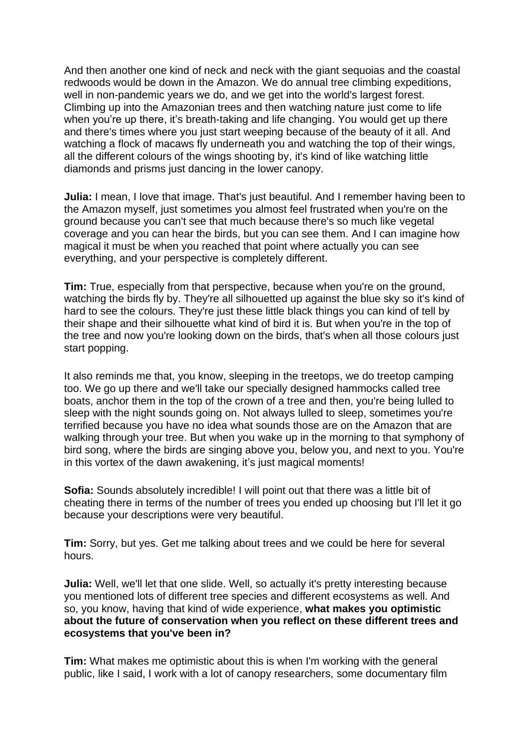And then another one kind of neck and neck with the giant sequoias and the coastal redwoods would be down in the Amazon. We do annual tree climbing expeditions, well in non-pandemic years we do, and we get into the world's largest forest. Climbing up into the Amazonian trees and then watching nature just come to life when you're up there, it's breath-taking and life changing. You would get up there and there's times where you just start weeping because of the beauty of it all. And watching a flock of macaws fly underneath you and watching the top of their wings, all the different colours of the wings shooting by, it's kind of like watching little diamonds and prisms just dancing in the lower canopy.

**Julia:** I mean, I love that image. That's just beautiful. And I remember having been to the Amazon myself, just sometimes you almost feel frustrated when you're on the ground because you can't see that much because there's so much like vegetal coverage and you can hear the birds, but you can see them. And I can imagine how magical it must be when you reached that point where actually you can see everything, and your perspective is completely different.

**Tim:** True, especially from that perspective, because when you're on the ground, watching the birds fly by. They're all silhouetted up against the blue sky so it's kind of hard to see the colours. They're just these little black things you can kind of tell by their shape and their silhouette what kind of bird it is. But when you're in the top of the tree and now you're looking down on the birds, that's when all those colours just start popping.

It also reminds me that, you know, sleeping in the treetops, we do treetop camping too. We go up there and we'll take our specially designed hammocks called tree boats, anchor them in the top of the crown of a tree and then, you're being lulled to sleep with the night sounds going on. Not always lulled to sleep, sometimes you're terrified because you have no idea what sounds those are on the Amazon that are walking through your tree. But when you wake up in the morning to that symphony of bird song, where the birds are singing above you, below you, and next to you. You're in this vortex of the dawn awakening, it's just magical moments!

**Sofia:** Sounds absolutely incredible! I will point out that there was a little bit of cheating there in terms of the number of trees you ended up choosing but I'll let it go because your descriptions were very beautiful.

**Tim:** Sorry, but yes. Get me talking about trees and we could be here for several hours.

**Julia:** Well, we'll let that one slide. Well, so actually it's pretty interesting because you mentioned lots of different tree species and different ecosystems as well. And so, you know, having that kind of wide experience, **what makes you optimistic about the future of conservation when you reflect on these different trees and ecosystems that you've been in?**

**Tim:** What makes me optimistic about this is when I'm working with the general public, like I said, I work with a lot of canopy researchers, some documentary film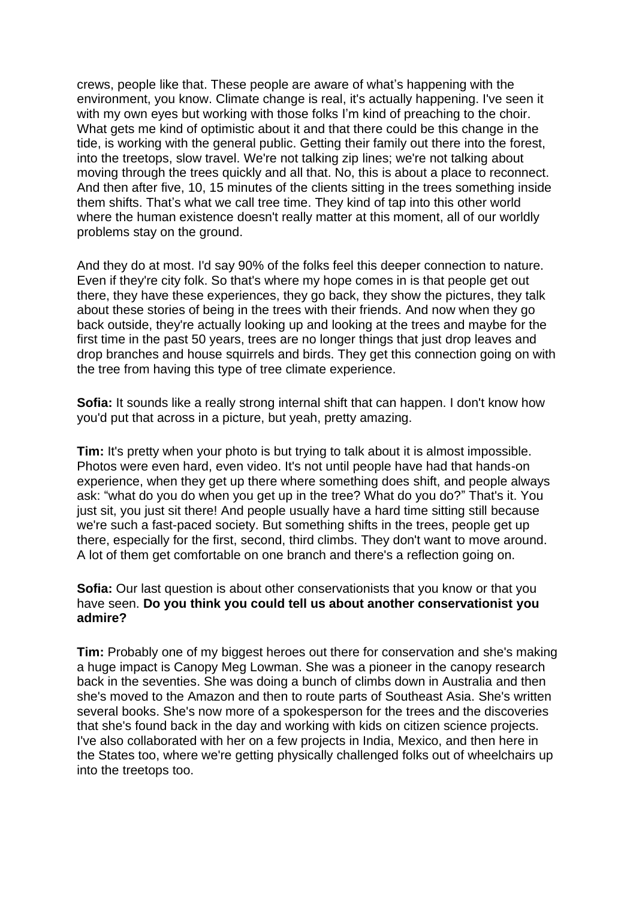crews, people like that. These people are aware of what's happening with the environment, you know. Climate change is real, it's actually happening. I've seen it with my own eyes but working with those folks I'm kind of preaching to the choir. What gets me kind of optimistic about it and that there could be this change in the tide, is working with the general public. Getting their family out there into the forest, into the treetops, slow travel. We're not talking zip lines; we're not talking about moving through the trees quickly and all that. No, this is about a place to reconnect. And then after five, 10, 15 minutes of the clients sitting in the trees something inside them shifts. That's what we call tree time. They kind of tap into this other world where the human existence doesn't really matter at this moment, all of our worldly problems stay on the ground.

And they do at most. I'd say 90% of the folks feel this deeper connection to nature. Even if they're city folk. So that's where my hope comes in is that people get out there, they have these experiences, they go back, they show the pictures, they talk about these stories of being in the trees with their friends. And now when they go back outside, they're actually looking up and looking at the trees and maybe for the first time in the past 50 years, trees are no longer things that just drop leaves and drop branches and house squirrels and birds. They get this connection going on with the tree from having this type of tree climate experience.

**Sofia:** It sounds like a really strong internal shift that can happen. I don't know how you'd put that across in a picture, but yeah, pretty amazing.

**Tim:** It's pretty when your photo is but trying to talk about it is almost impossible. Photos were even hard, even video. It's not until people have had that hands-on experience, when they get up there where something does shift, and people always ask: "what do you do when you get up in the tree? What do you do?" That's it. You just sit, you just sit there! And people usually have a hard time sitting still because we're such a fast-paced society. But something shifts in the trees, people get up there, especially for the first, second, third climbs. They don't want to move around. A lot of them get comfortable on one branch and there's a reflection going on.

**Sofia:** Our last question is about other conservationists that you know or that you have seen. **Do you think you could tell us about another conservationist you admire?**

**Tim:** Probably one of my biggest heroes out there for conservation and she's making a huge impact is Canopy Meg Lowman. She was a pioneer in the canopy research back in the seventies. She was doing a bunch of climbs down in Australia and then she's moved to the Amazon and then to route parts of Southeast Asia. She's written several books. She's now more of a spokesperson for the trees and the discoveries that she's found back in the day and working with kids on citizen science projects. I've also collaborated with her on a few projects in India, Mexico, and then here in the States too, where we're getting physically challenged folks out of wheelchairs up into the treetops too.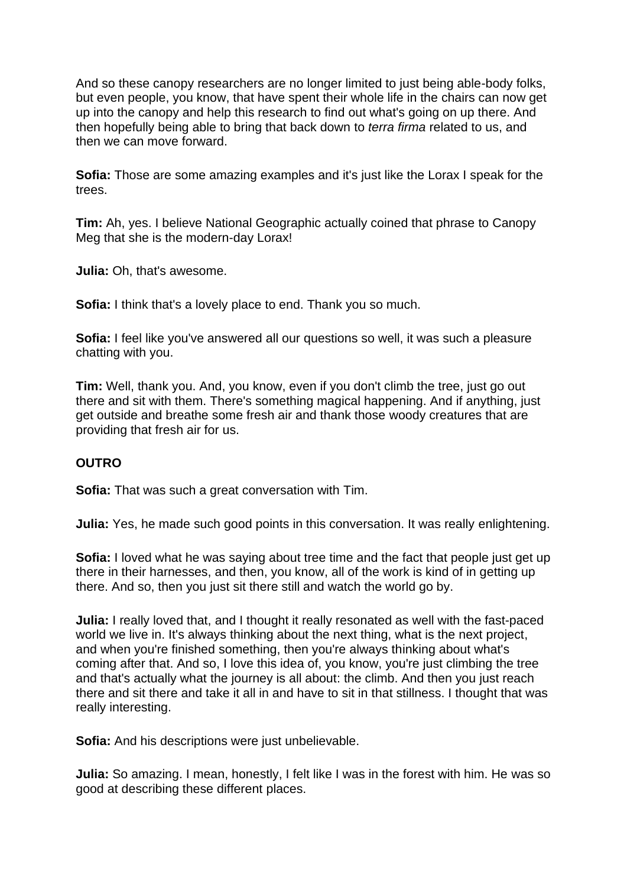And so these canopy researchers are no longer limited to just being able-body folks, but even people, you know, that have spent their whole life in the chairs can now get up into the canopy and help this research to find out what's going on up there. And then hopefully being able to bring that back down to *terra firma* related to us, and then we can move forward.

**Sofia:** Those are some amazing examples and it's just like the Lorax I speak for the trees.

**Tim:** Ah, yes. I believe National Geographic actually coined that phrase to Canopy Meg that she is the modern-day Lorax!

**Julia:** Oh, that's awesome.

**Sofia:** I think that's a lovely place to end. Thank you so much.

**Sofia:** I feel like you've answered all our questions so well, it was such a pleasure chatting with you.

**Tim:** Well, thank you. And, you know, even if you don't climb the tree, just go out there and sit with them. There's something magical happening. And if anything, just get outside and breathe some fresh air and thank those woody creatures that are providing that fresh air for us.

**OUTRO**

**Sofia:** That was such a great conversation with Tim.

**Julia:** Yes, he made such good points in this conversation. It was really enlightening.

**Sofia:** I loved what he was saying about tree time and the fact that people just get up there in their harnesses, and then, you know, all of the work is kind of in getting up there. And so, then you just sit there still and watch the world go by.

**Julia:** I really loved that, and I thought it really resonated as well with the fast-paced world we live in. It's always thinking about the next thing, what is the next project, and when you're finished something, then you're always thinking about what's coming after that. And so, I love this idea of, you know, you're just climbing the tree and that's actually what the journey is all about: the climb. And then you just reach there and sit there and take it all in and have to sit in that stillness. I thought that was really interesting.

**Sofia:** And his descriptions were just unbelievable.

**Julia:** So amazing. I mean, honestly, I felt like I was in the forest with him. He was so good at describing these different places.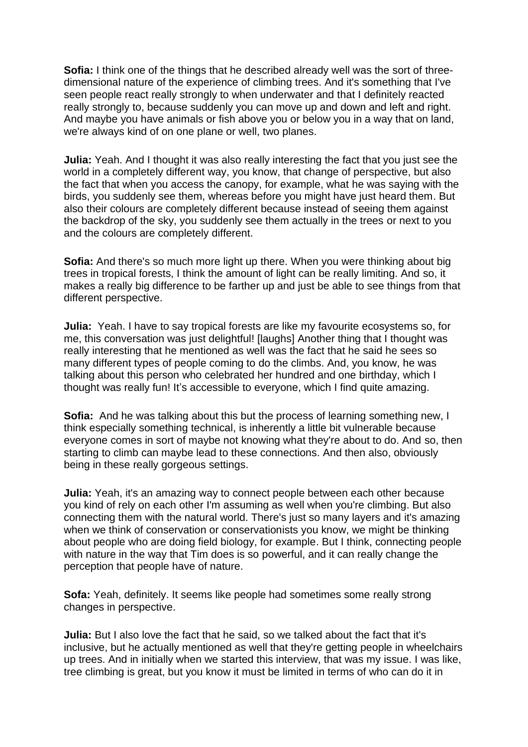**Sofia:** I think one of the things that he described already well was the sort of three-dimensional nature of the experience of climbing trees. And it's something that I've seen people react really strongly to when underwater and that I definitely reacted really strongly to, because suddenly you can move up and down and left and right. And maybe you have animals or fish above you or below you in a way that on land, we're always kind of on one plane or well, two planes.

**Julia:** Yeah. And I thought it was also really interesting the fact that you just see the world in a completely different way, you know, that change of perspective, but also the fact that when you access the canopy, for example, what he was saying with the birds, you suddenly see them, whereas before you might have just heard them. But also their colours are completely different because instead of seeing them against the backdrop of the sky, you suddenly see them actually in the trees or next to you and the colours are completely different.

**Sofia:** And there's so much more light up there. When you were thinking about big trees in tropical forests, I think the amount of light can be really limiting. And so, it makes a really big difference to be farther up and just be able to see things from that different perspective.

**Julia:** Yeah. I have to say tropical forests are like my favourite ecosystems so, for me, this conversation was just delightful! [laughs] Another thing that I thought was really interesting that he mentioned as well was the fact that he said he sees so many different types of people coming to do the climbs. And, you know, he was talking about this person who celebrated her hundred and one birthday, which I thought was really fun! It's accessible to everyone, which I find quite amazing.

**Sofia:** And he was talking about this but the process of learning something new, I think especially something technical, is inherently a little bit vulnerable because everyone comes in sort of maybe not knowing what they're about to do. And so, then starting to climb can maybe lead to these connections. And then also, obviously being in these really gorgeous settings.

**Julia:** Yeah, it's an amazing way to connect people between each other because you kind of rely on each other I'm assuming as well when you're climbing. But also connecting them with the natural world. There's just so many layers and it's amazing when we think of conservation or conservationists you know, we might be thinking about people who are doing field biology, for example. But I think, connecting people with nature in the way that Tim does is so powerful, and it can really change the perception that people have of nature.

**Sofa:** Yeah, definitely. It seems like people had sometimes some really strong changes in perspective.

**Julia:** But I also love the fact that he said, so we talked about the fact that it's inclusive, but he actually mentioned as well that they're getting people in wheelchairs up trees. And in initially when we started this interview, that was my issue. I was like, tree climbing is great, but you know it must be limited in terms of who can do it in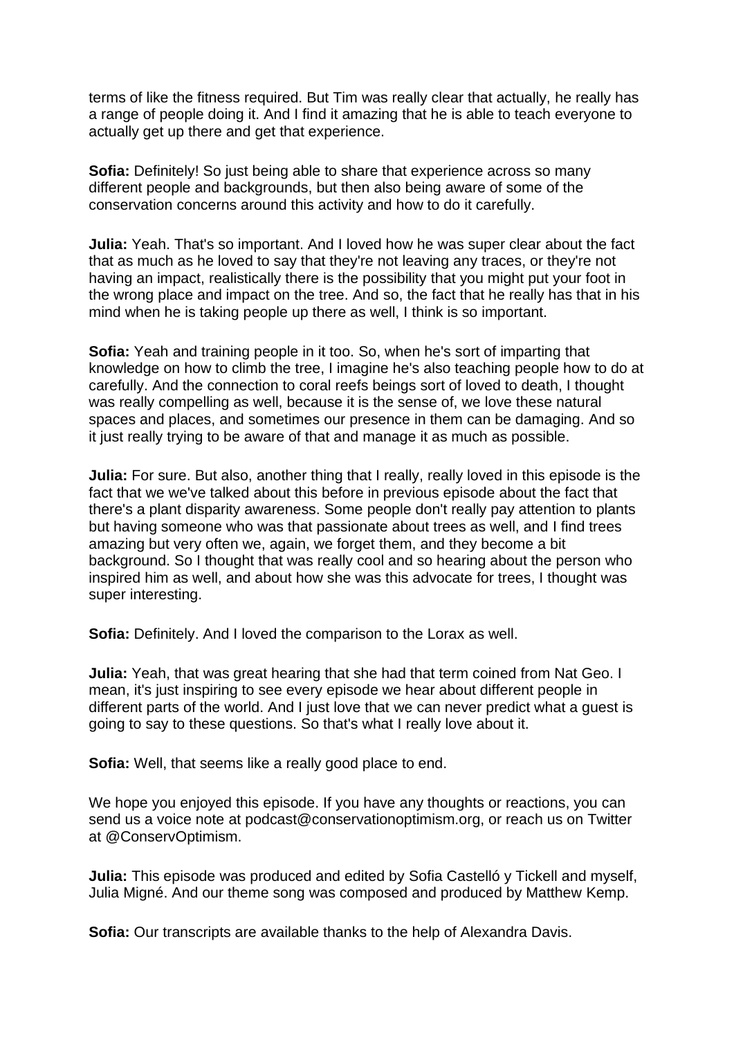terms of like the fitness required. But Tim was really clear that actually, he really has a range of people doing it. And I find it amazing that he is able to teach everyone to actually get up there and get that experience.

**Sofia:** Definitely! So just being able to share that experience across so many different people and backgrounds, but then also being aware of some of the conservation concerns around this activity and how to do it carefully.

**Julia:** Yeah. That's so important. And I loved how he was super clear about the fact that as much as he loved to say that they're not leaving any traces, or they're not having an impact, realistically there is the possibility that you might put your foot in the wrong place and impact on the tree. And so, the fact that he really has that in his mind when he is taking people up there as well, I think is so important.

**Sofia:** Yeah and training people in it too. So, when he's sort of imparting that knowledge on how to climb the tree, I imagine he's also teaching people how to do at carefully. And the connection to coral reefs beings sort of loved to death, I thought was really compelling as well, because it is the sense of, we love these natural spaces and places, and sometimes our presence in them can be damaging. And so it just really trying to be aware of that and manage it as much as possible.

**Julia:** For sure. But also, another thing that I really, really loved in this episode is the fact that we we've talked about this before in previous episode about the fact that there's a plant disparity awareness. Some people don't really pay attention to plants but having someone who was that passionate about trees as well, and I find trees amazing but very often we, again, we forget them, and they become a bit background. So I thought that was really cool and so hearing about the person who inspired him as well, and about how she was this advocate for trees, I thought was super interesting.

**Sofia:** Definitely. And I loved the comparison to the Lorax as well.

**Julia:** Yeah, that was great hearing that she had that term coined from Nat Geo. I mean, it's just inspiring to see every episode we hear about different people in different parts of the world. And I just love that we can never predict what a guest is going to say to these questions. So that's what I really love about it.

**Sofia:** Well, that seems like a really good place to end.

We hope you enjoyed this episode. If you have any thoughts or reactions, you can send us a voice note at podcast@conservationoptimism.org, or reach us on Twitter at @ConservOptimism.

**Julia:** This episode was produced and edited by Sofia Castelló y Tickell and myself, Julia Migné. And our theme song was composed and produced by Matthew Kemp.

**Sofia:** Our transcripts are available thanks to the help of Alexandra Davis.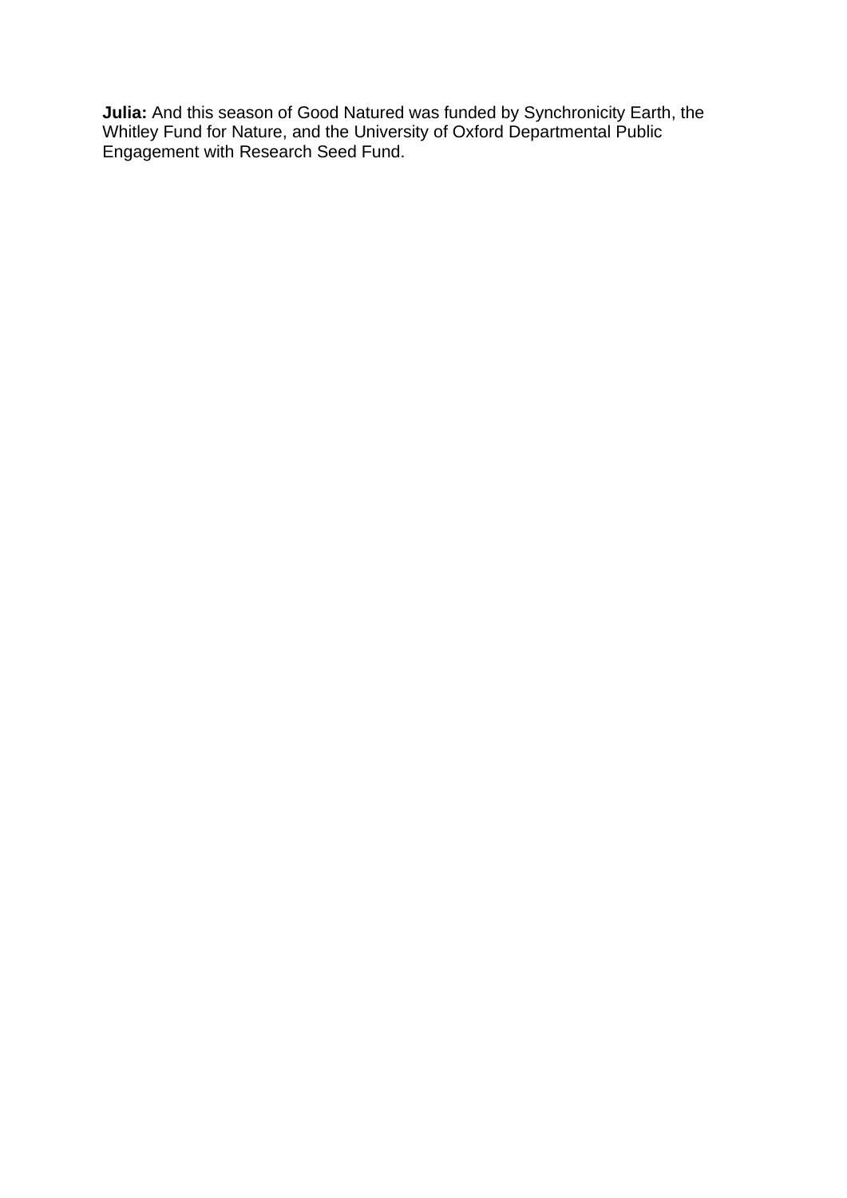**Julia:** And this season of Good Natured was funded by Synchronicity Earth, the Whitley Fund for Nature, and the University of Oxford Departmental Public Engagement with Research Seed Fund.